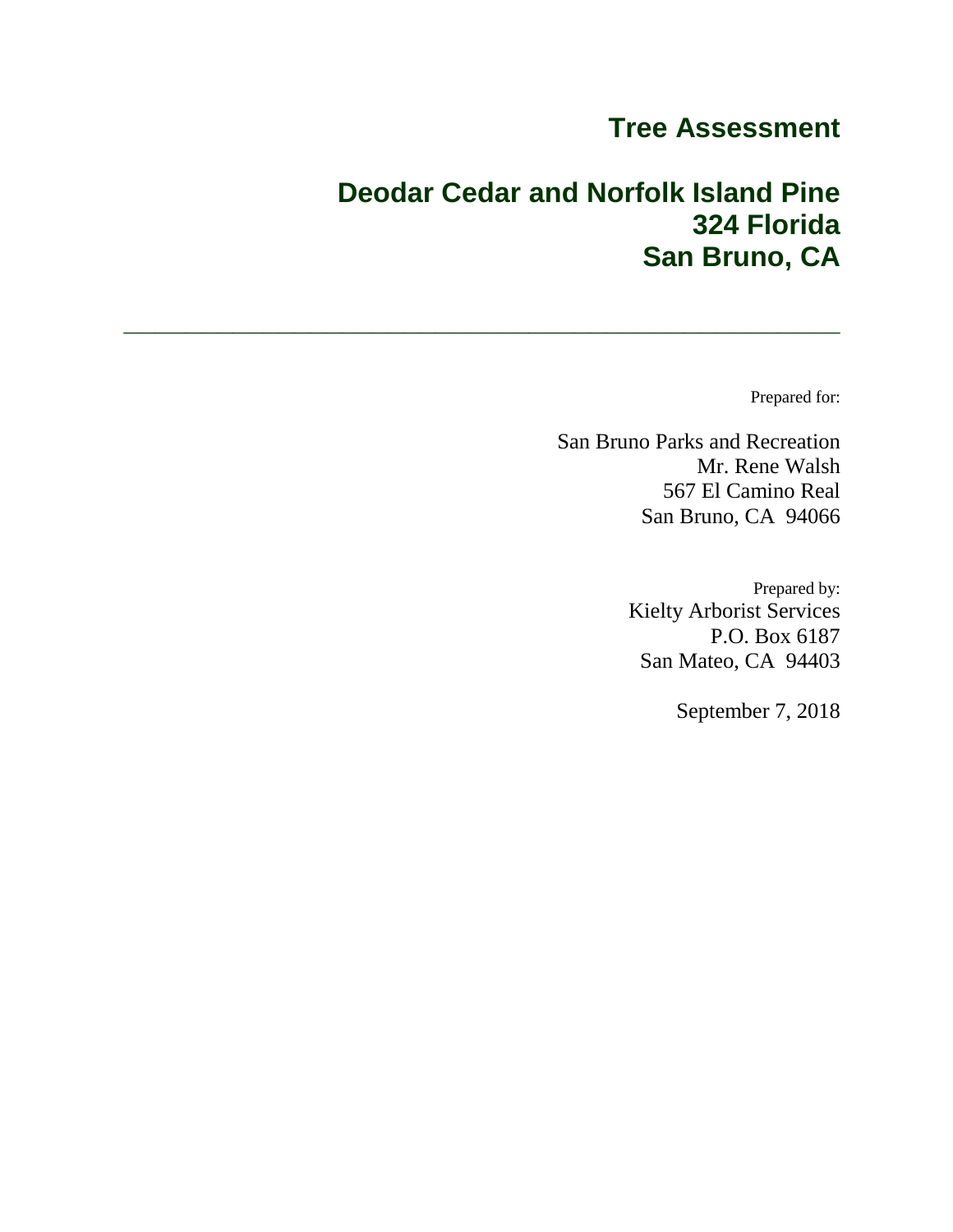# Tree Assessment

# Deodar Cedar and Norfolk Island Pine
# 324 Florida
# San Bruno, CA

---

Prepared for:

San Bruno Parks and Recreation
Mr. Rene Walsh
567 El Camino Real
San Bruno, CA 94066

Prepared by:
Kielty Arborist Services
P.O. Box 6187
San Mateo, CA 94403

September 7, 2018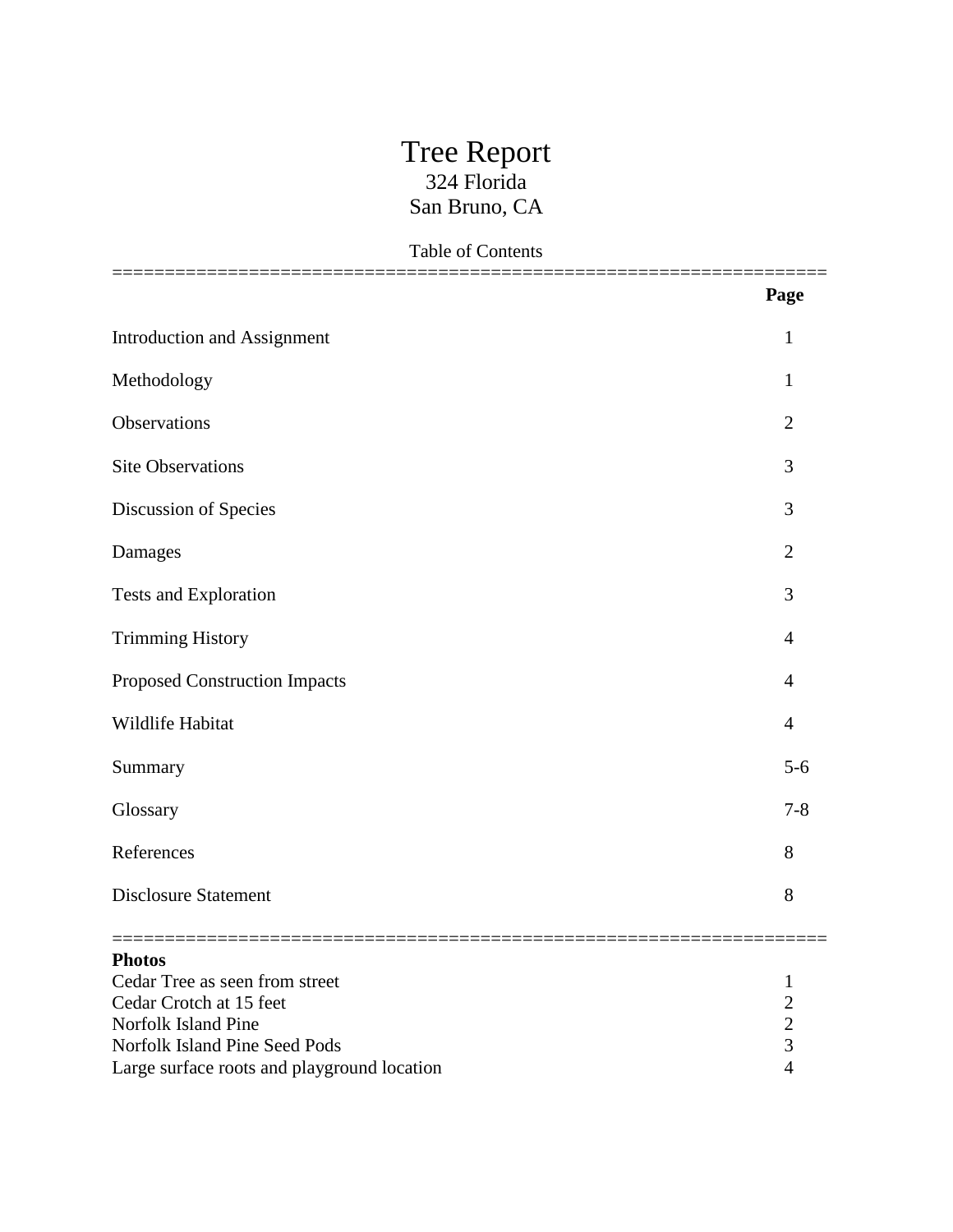# Tree Report

324 Florida
San Bruno, CA

Table of Contents

| | Page |
|---|---|
| Introduction and Assignment | 1 |
| Methodology | 1 |
| Observations | 2 |
| Site Observations | 3 |
| Discussion of Species | 3 |
| Damages | 2 |
| Tests and Exploration | 3 |
| Trimming History | 4 |
| Proposed Construction Impacts | 4 |
| Wildlife Habitat | 4 |
| Summary | 5-6 |
| Glossary | 7-8 |
| References | 8 |
| Disclosure Statement | 8 |

**Photos**

| | |
|---|---|
| Cedar Tree as seen from street | 1 |
| Cedar Crotch at 15 feet | 2 |
| Norfolk Island Pine | 2 |
| Norfolk Island Pine Seed Pods | 3 |
| Large surface roots and playground location | 4 |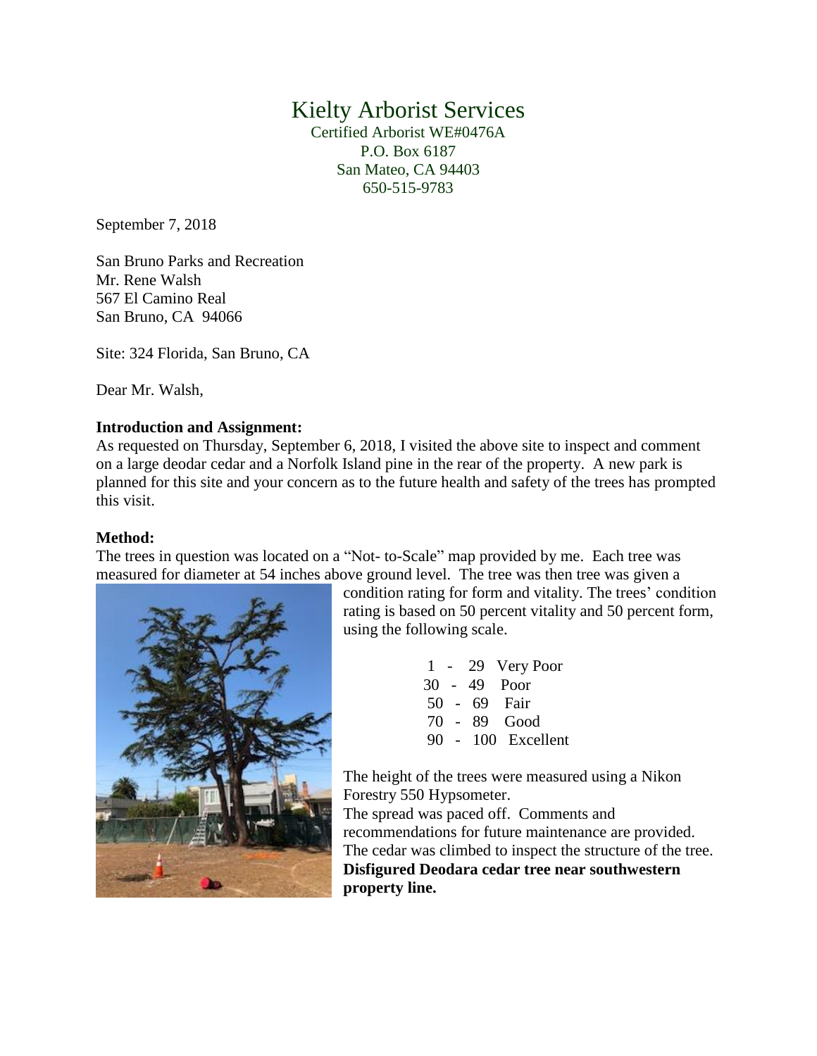# Kielty Arborist Services

Certified Arborist WE#0476A
P.O. Box 6187
San Mateo, CA 94403
650-515-9783

September 7, 2018

San Bruno Parks and Recreation
Mr. Rene Walsh
567 El Camino Real
San Bruno, CA 94066

Site: 324 Florida, San Bruno, CA

Dear Mr. Walsh,

**Introduction and Assignment:**
As requested on Thursday, September 6, 2018, I visited the above site to inspect and comment on a large deodar cedar and a Norfolk Island pine in the rear of the property. A new park is planned for this site and your concern as to the future health and safety of the trees has prompted this visit.

**Method:**
The trees in question was located on a "Not- to-Scale" map provided by me. Each tree was measured for diameter at 54 inches above ground level. The tree was then tree was given a condition rating for form and vitality. The trees' condition rating is based on 50 percent vitality and 50 percent form, using the following scale.

1 - 29 Very Poor
30 - 49 Poor
50 - 69 Fair
70 - 89 Good
90 - 100 Excellent

The height of the trees were measured using a Nikon Forestry 550 Hypsometer.
The spread was paced off. Comments and recommendations for future maintenance are provided.
The cedar was climbed to inspect the structure of the tree.

**Disfigured Deodara cedar tree near southwestern property line.**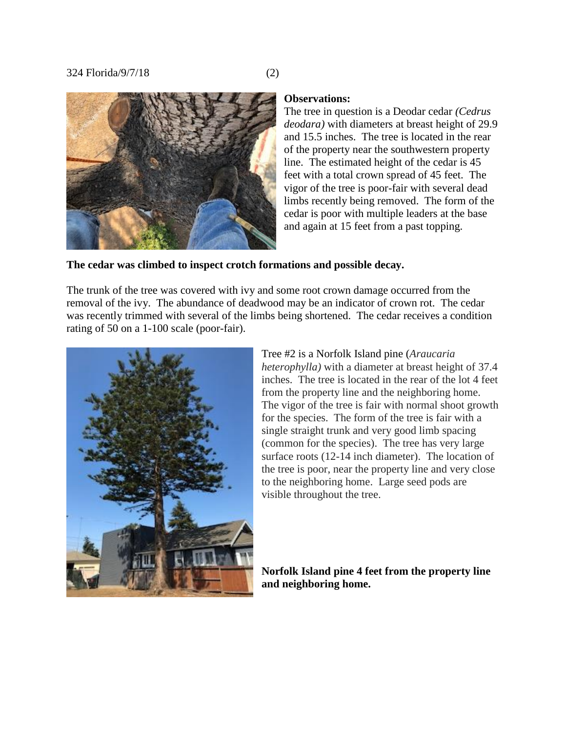**Observations:**

The tree in question is a Deodar cedar *(Cedrus deodara)* with diameters at breast height of 29.9 and 15.5 inches. The tree is located in the rear of the property near the southwestern property line. The estimated height of the cedar is 45 feet with a total crown spread of 45 feet. The vigor of the tree is poor-fair with several dead limbs recently being removed. The form of the cedar is poor with multiple leaders at the base and again at 15 feet from a past topping.

**The cedar was climbed to inspect crotch formations and possible decay.**

The trunk of the tree was covered with ivy and some root crown damage occurred from the removal of the ivy. The abundance of deadwood may be an indicator of crown rot. The cedar was recently trimmed with several of the limbs being shortened. The cedar receives a condition rating of 50 on a 1-100 scale (poor-fair).

Tree #2 is a Norfolk Island pine (*Araucaria heterophylla)* with a diameter at breast height of 37.4 inches. The tree is located in the rear of the lot 4 feet from the property line and the neighboring home. The vigor of the tree is fair with normal shoot growth for the species. The form of the tree is fair with a single straight trunk and very good limb spacing (common for the species). The tree has very large surface roots (12-14 inch diameter). The location of the tree is poor, near the property line and very close to the neighboring home. Large seed pods are visible throughout the tree.

**Norfolk Island pine 4 feet from the property line and neighboring home.**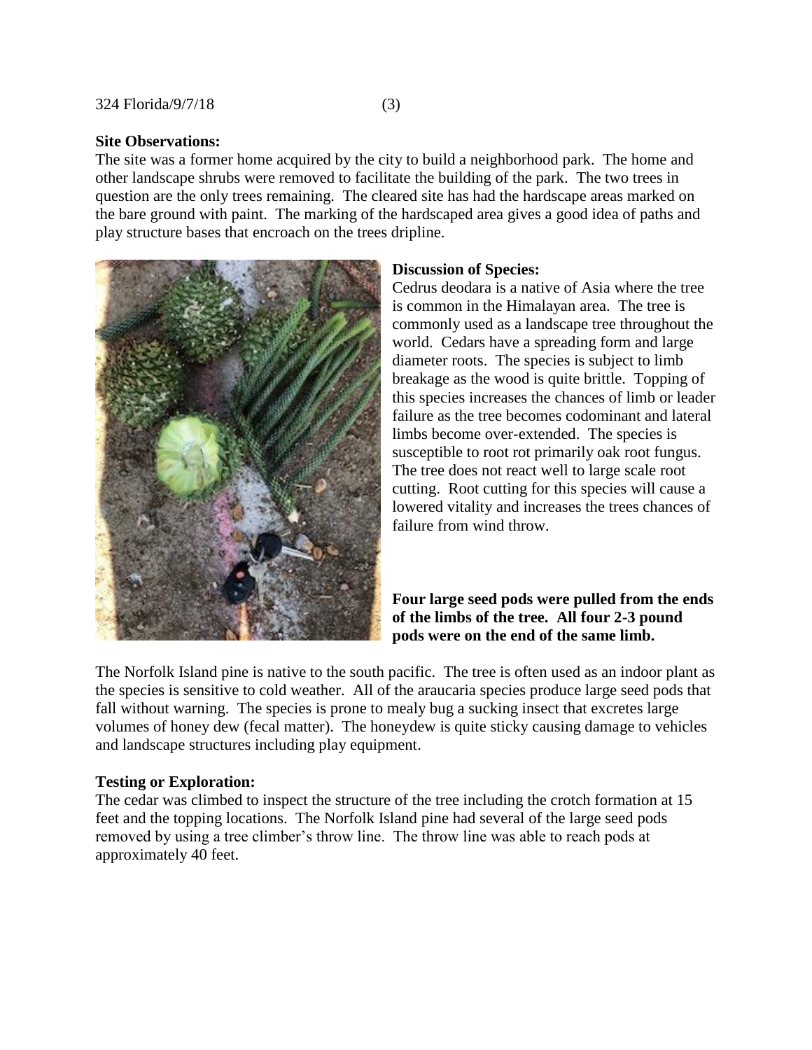324 Florida/9/7/18 (3)

**Site Observations:**
The site was a former home acquired by the city to build a neighborhood park. The home and other landscape shrubs were removed to facilitate the building of the park. The two trees in question are the only trees remaining. The cleared site has had the hardscape areas marked on the bare ground with paint. The marking of the hardscaped area gives a good idea of paths and play structure bases that encroach on the trees dripline.

**Discussion of Species:**
Cedrus deodara is a native of Asia where the tree is common in the Himalayan area. The tree is commonly used as a landscape tree throughout the world. Cedars have a spreading form and large diameter roots. The species is subject to limb breakage as the wood is quite brittle. Topping of this species increases the chances of limb or leader failure as the tree becomes codominant and lateral limbs become over-extended. The species is susceptible to root rot primarily oak root fungus. The tree does not react well to large scale root cutting. Root cutting for this species will cause a lowered vitality and increases the trees chances of failure from wind throw.

**Four large seed pods were pulled from the ends of the limbs of the tree. All four 2-3 pound pods were on the end of the same limb.**

The Norfolk Island pine is native to the south pacific. The tree is often used as an indoor plant as the species is sensitive to cold weather. All of the araucaria species produce large seed pods that fall without warning. The species is prone to mealy bug a sucking insect that excretes large volumes of honey dew (fecal matter). The honeydew is quite sticky causing damage to vehicles and landscape structures including play equipment.

**Testing or Exploration:**
The cedar was climbed to inspect the structure of the tree including the crotch formation at 15 feet and the topping locations. The Norfolk Island pine had several of the large seed pods removed by using a tree climber's throw line. The throw line was able to reach pods at approximately 40 feet.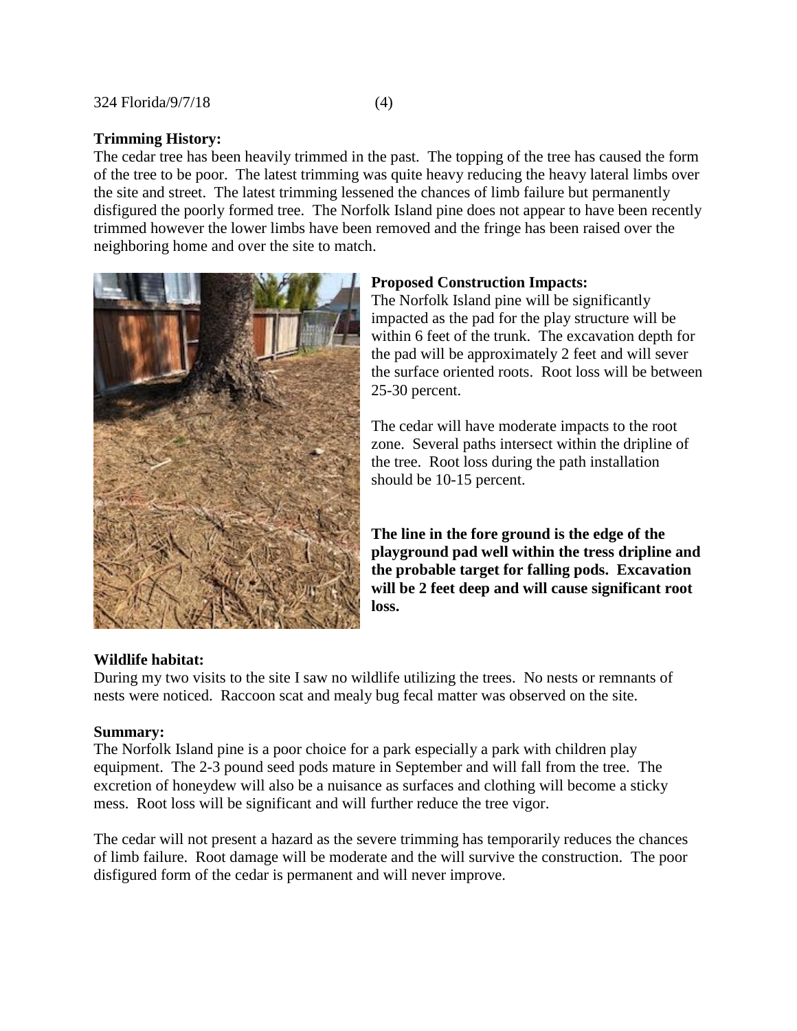**Trimming History:**
The cedar tree has been heavily trimmed in the past. The topping of the tree has caused the form of the tree to be poor. The latest trimming was quite heavy reducing the heavy lateral limbs over the site and street. The latest trimming lessened the chances of limb failure but permanently disfigured the poorly formed tree. The Norfolk Island pine does not appear to have been recently trimmed however the lower limbs have been removed and the fringe has been raised over the neighboring home and over the site to match.

**Proposed Construction Impacts:**
The Norfolk Island pine will be significantly impacted as the pad for the play structure will be within 6 feet of the trunk. The excavation depth for the pad will be approximately 2 feet and will sever the surface oriented roots. Root loss will be between 25-30 percent.

The cedar will have moderate impacts to the root zone. Several paths intersect within the dripline of the tree. Root loss during the path installation should be 10-15 percent.

**The line in the fore ground is the edge of the playground pad well within the tress dripline and the probable target for falling pods. Excavation will be 2 feet deep and will cause significant root loss.**

**Wildlife habitat:**
During my two visits to the site I saw no wildlife utilizing the trees. No nests or remnants of nests were noticed. Raccoon scat and mealy bug fecal matter was observed on the site.

**Summary:**
The Norfolk Island pine is a poor choice for a park especially a park with children play equipment. The 2-3 pound seed pods mature in September and will fall from the tree. The excretion of honeydew will also be a nuisance as surfaces and clothing will become a sticky mess. Root loss will be significant and will further reduce the tree vigor.

The cedar will not present a hazard as the severe trimming has temporarily reduces the chances of limb failure. Root damage will be moderate and the will survive the construction. The poor disfigured form of the cedar is permanent and will never improve.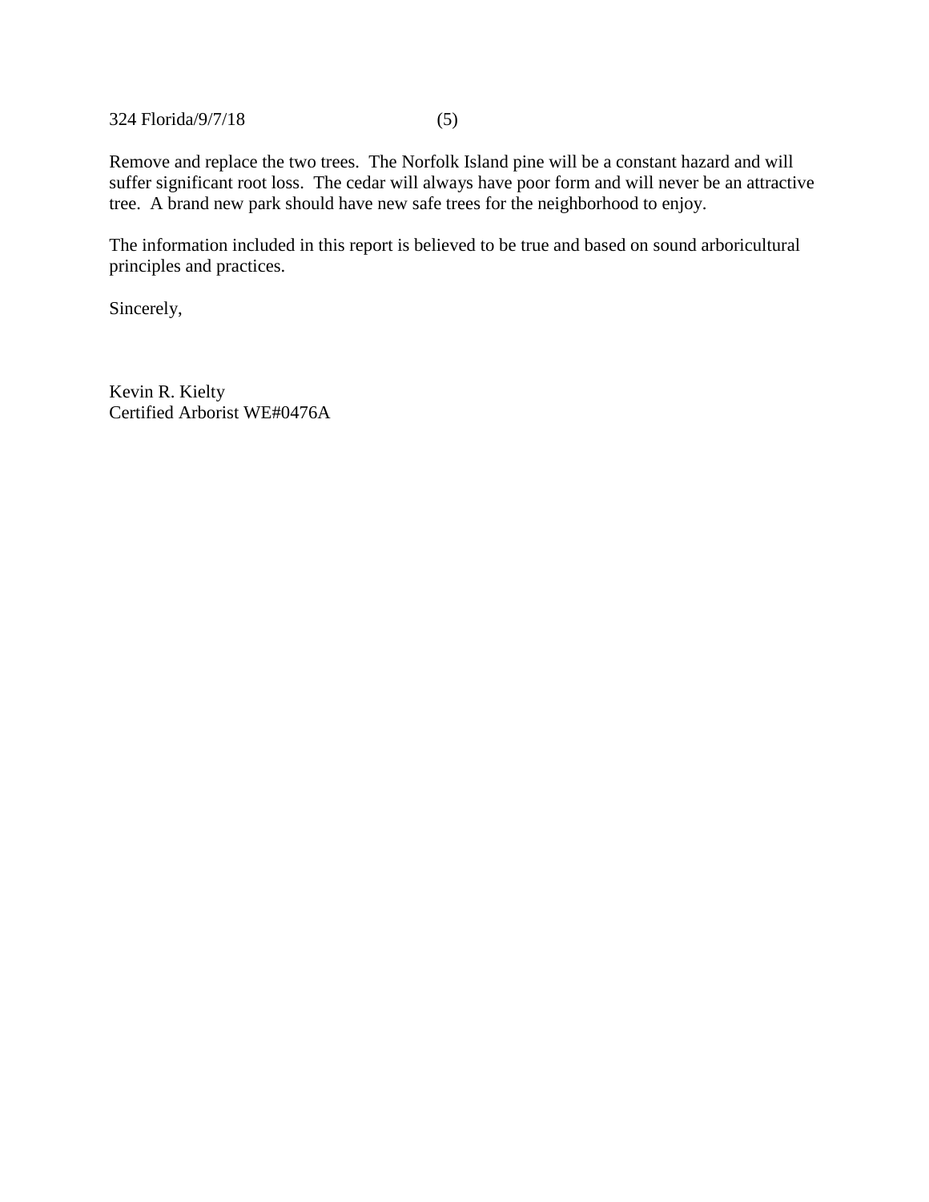Remove and replace the two trees. The Norfolk Island pine will be a constant hazard and will suffer significant root loss. The cedar will always have poor form and will never be an attractive tree. A brand new park should have new safe trees for the neighborhood to enjoy.

The information included in this report is believed to be true and based on sound arboricultural principles and practices.

Sincerely,

Kevin R. Kielty
Certified Arborist WE#0476A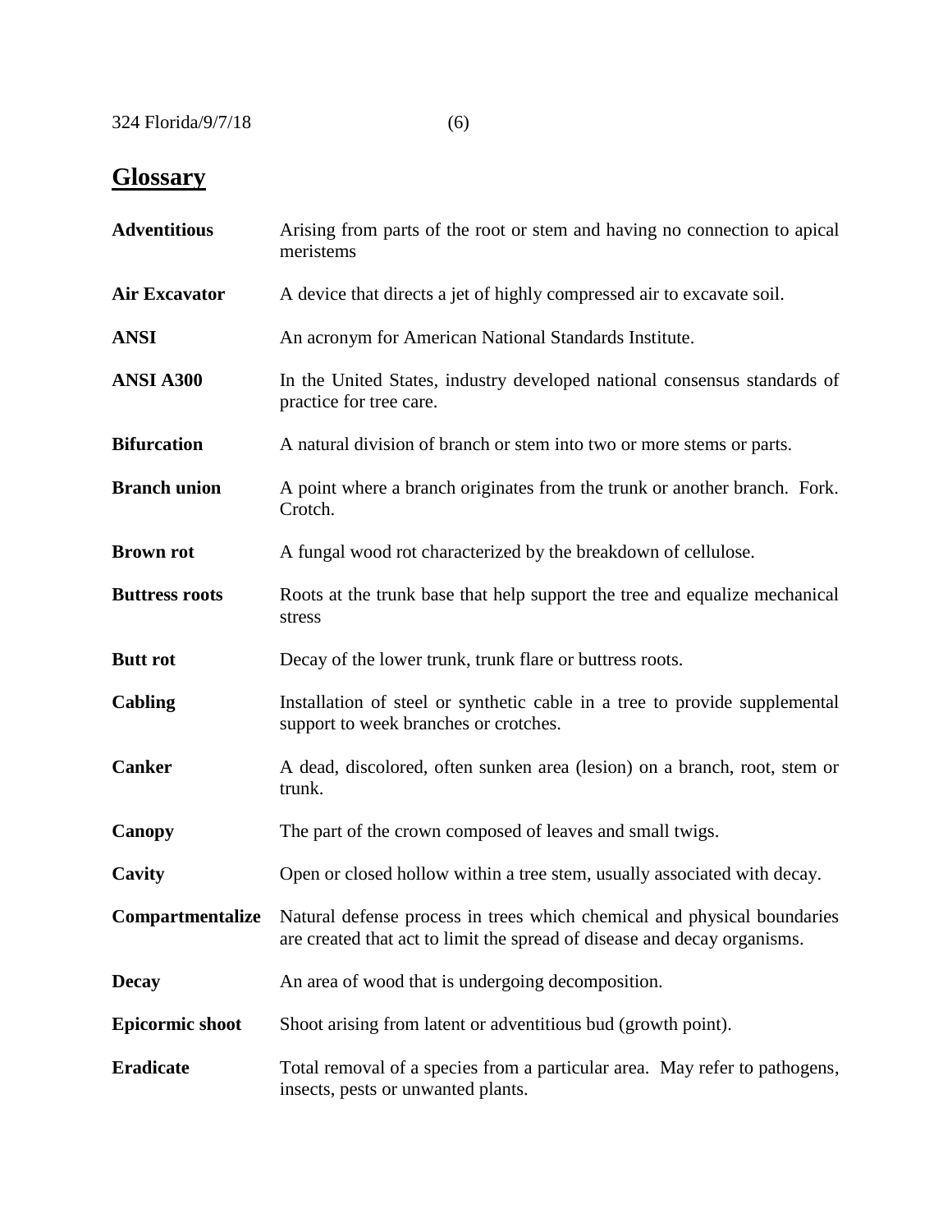## Glossary

**Adventitious** Arising from parts of the root or stem and having no connection to apical meristems

**Air Excavator** A device that directs a jet of highly compressed air to excavate soil.

**ANSI** An acronym for American National Standards Institute.

**ANSI A300** In the United States, industry developed national consensus standards of practice for tree care.

**Bifurcation** A natural division of branch or stem into two or more stems or parts.

**Branch union** A point where a branch originates from the trunk or another branch. Fork. Crotch.

**Brown rot** A fungal wood rot characterized by the breakdown of cellulose.

**Buttress roots** Roots at the trunk base that help support the tree and equalize mechanical stress

**Butt rot** Decay of the lower trunk, trunk flare or buttress roots.

**Cabling** Installation of steel or synthetic cable in a tree to provide supplemental support to week branches or crotches.

**Canker** A dead, discolored, often sunken area (lesion) on a branch, root, stem or trunk.

**Canopy** The part of the crown composed of leaves and small twigs.

**Cavity** Open or closed hollow within a tree stem, usually associated with decay.

**Compartmentalize** Natural defense process in trees which chemical and physical boundaries are created that act to limit the spread of disease and decay organisms.

**Decay** An area of wood that is undergoing decomposition.

**Epicormic shoot** Shoot arising from latent or adventitious bud (growth point).

**Eradicate** Total removal of a species from a particular area. May refer to pathogens, insects, pests or unwanted plants.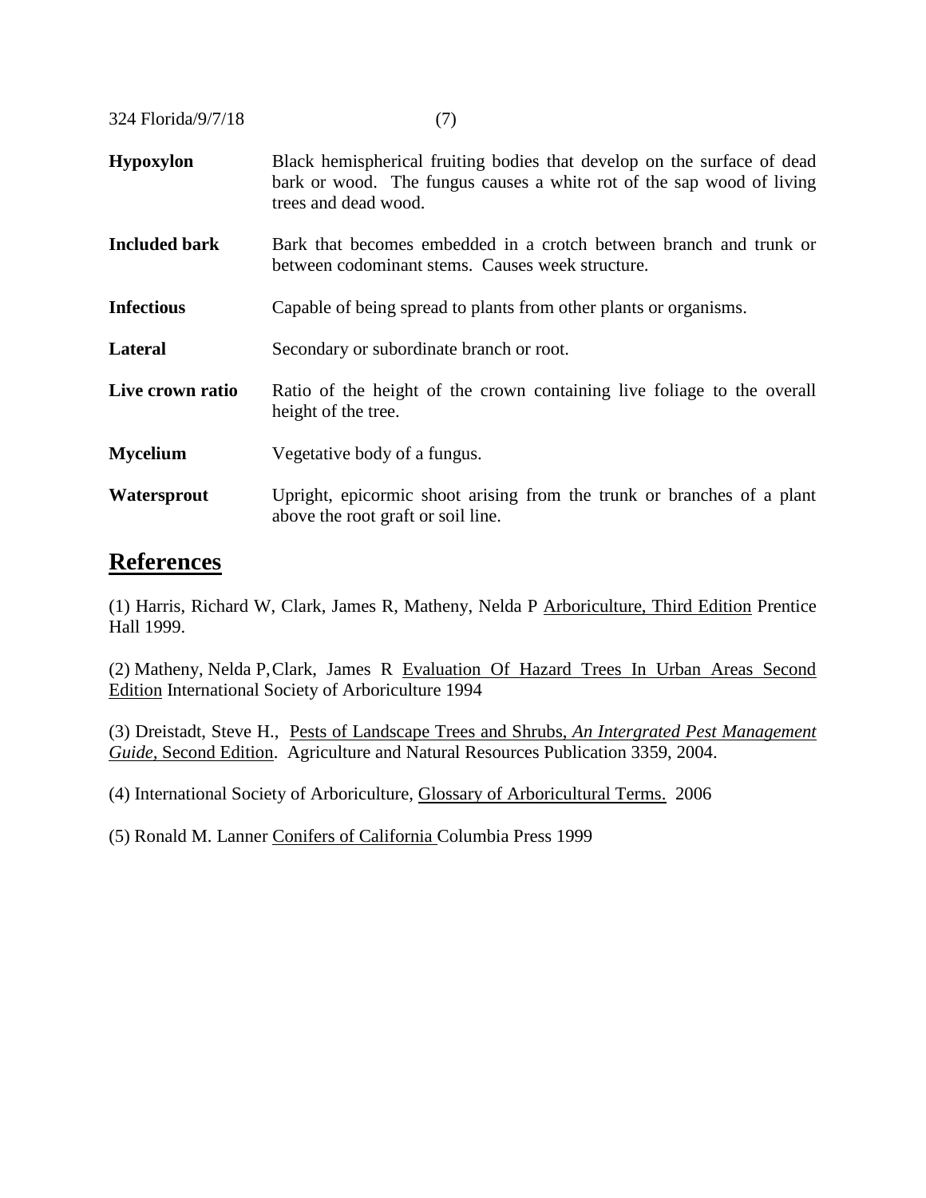**Hypoxylon** — Black hemispherical fruiting bodies that develop on the surface of dead bark or wood. The fungus causes a white rot of the sap wood of living trees and dead wood.

**Included bark** — Bark that becomes embedded in a crotch between branch and trunk or between codominant stems. Causes week structure.

**Infectious** — Capable of being spread to plants from other plants or organisms.

**Lateral** — Secondary or subordinate branch or root.

**Live crown ratio** — Ratio of the height of the crown containing live foliage to the overall height of the tree.

**Mycelium** — Vegetative body of a fungus.

**Watersprout** — Upright, epicormic shoot arising from the trunk or branches of a plant above the root graft or soil line.

## References

(1) Harris, Richard W, Clark, James R, Matheny, Nelda P Arboriculture, Third Edition Prentice Hall 1999.

(2) Matheny, Nelda P, Clark, James R Evaluation Of Hazard Trees In Urban Areas Second Edition International Society of Arboriculture 1994

(3) Dreistadt, Steve H., Pests of Landscape Trees and Shrubs, *An Intergrated Pest Management Guide*, Second Edition. Agriculture and Natural Resources Publication 3359, 2004.

(4) International Society of Arboriculture, Glossary of Arboricultural Terms. 2006

(5) Ronald M. Lanner Conifers of California Columbia Press 1999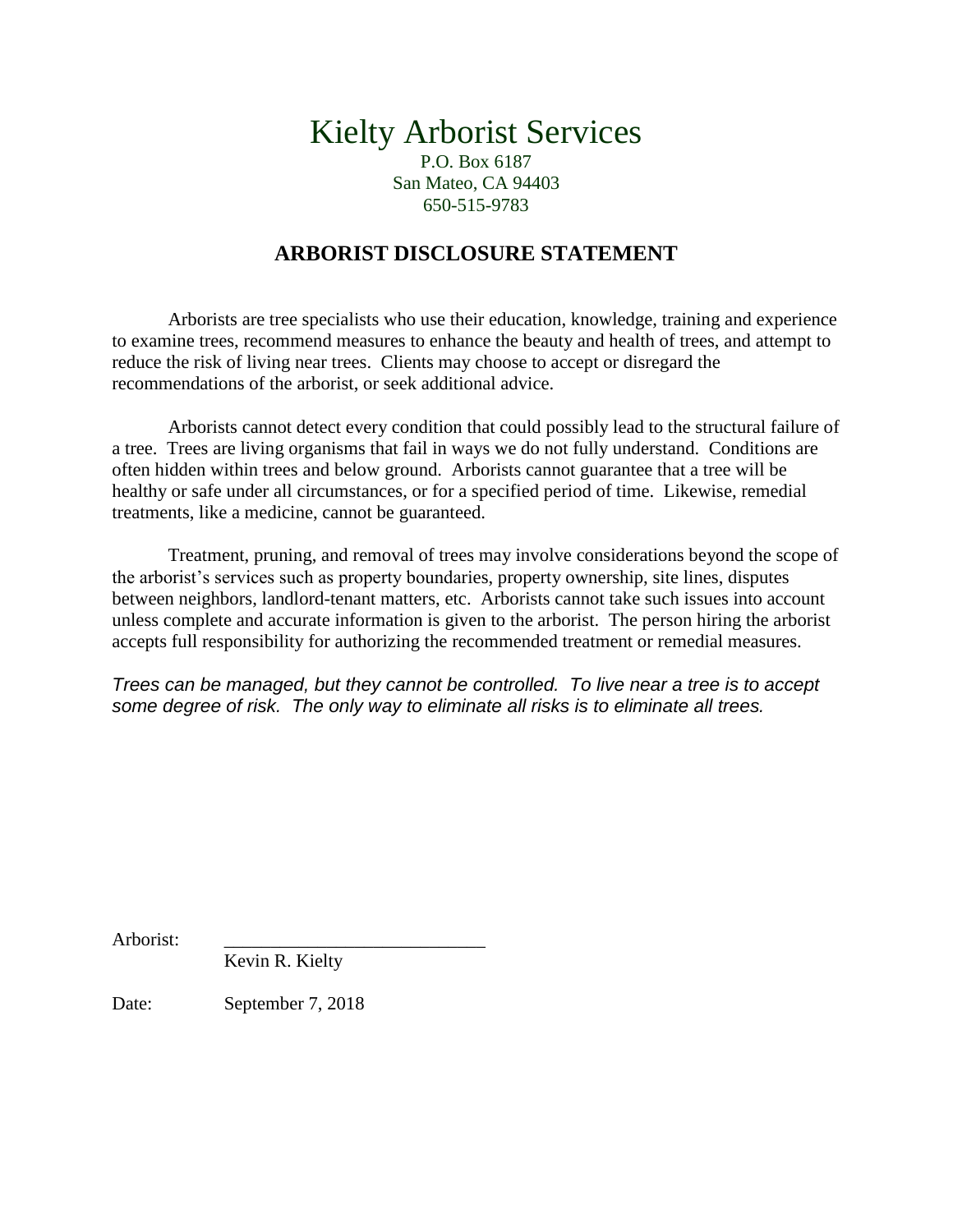# Kielty Arborist Services

P.O. Box 6187
San Mateo, CA 94403
650-515-9783

## ARBORIST DISCLOSURE STATEMENT

Arborists are tree specialists who use their education, knowledge, training and experience to examine trees, recommend measures to enhance the beauty and health of trees, and attempt to reduce the risk of living near trees. Clients may choose to accept or disregard the recommendations of the arborist, or seek additional advice.

Arborists cannot detect every condition that could possibly lead to the structural failure of a tree. Trees are living organisms that fail in ways we do not fully understand. Conditions are often hidden within trees and below ground. Arborists cannot guarantee that a tree will be healthy or safe under all circumstances, or for a specified period of time. Likewise, remedial treatments, like a medicine, cannot be guaranteed.

Treatment, pruning, and removal of trees may involve considerations beyond the scope of the arborist's services such as property boundaries, property ownership, site lines, disputes between neighbors, landlord-tenant matters, etc. Arborists cannot take such issues into account unless complete and accurate information is given to the arborist. The person hiring the arborist accepts full responsibility for authorizing the recommended treatment or remedial measures.

*Trees can be managed, but they cannot be controlled. To live near a tree is to accept some degree of risk. The only way to eliminate all risks is to eliminate all trees.*

Arborist: ____________________________
Kevin R. Kielty

Date: September 7, 2018